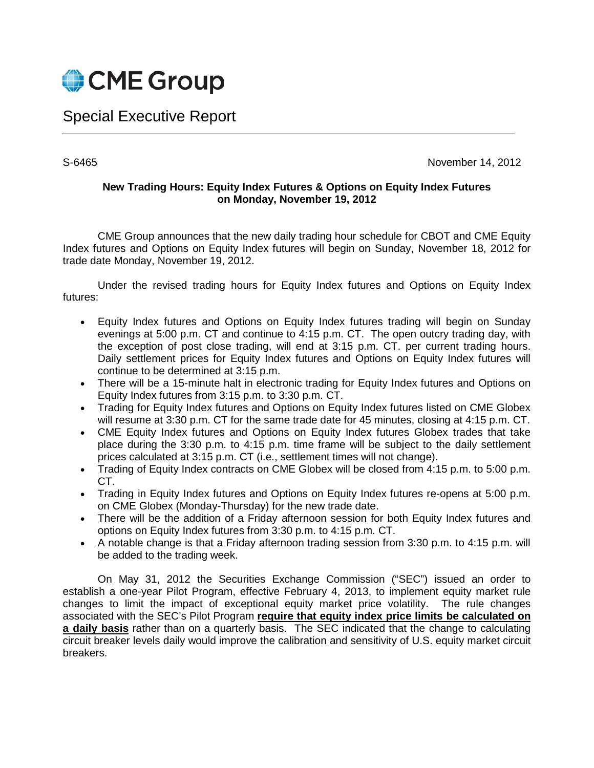# CME Group

## Special Executive Report

S-6465 November 14, 2012

**New Trading Hours: Equity Index Futures & Options on Equity Index Futures on Monday, November 19, 2012**

CME Group announces that the new daily trading hour schedule for CBOT and CME Equity Index futures and Options on Equity Index futures will begin on Sunday, November 18, 2012 for trade date Monday, November 19, 2012.

Under the revised trading hours for Equity Index futures and Options on Equity Index futures:

- Equity Index futures and Options on Equity Index futures trading will begin on Sunday evenings at 5:00 p.m. CT and continue to 4:15 p.m. CT. The open outcry trading day, with the exception of post close trading, will end at 3:15 p.m. CT. per current trading hours. Daily settlement prices for Equity Index futures and Options on Equity Index futures will continue to be determined at 3:15 p.m.
- There will be a 15-minute halt in electronic trading for Equity Index futures and Options on Equity Index futures from 3:15 p.m. to 3:30 p.m. CT.
- Trading for Equity Index futures and Options on Equity Index futures listed on CME Globex will resume at 3:30 p.m. CT for the same trade date for 45 minutes, closing at 4:15 p.m. CT.
- CME Equity Index futures and Options on Equity Index futures Globex trades that take place during the 3:30 p.m. to 4:15 p.m. time frame will be subject to the daily settlement prices calculated at 3:15 p.m. CT (i.e., settlement times will not change).
- Trading of Equity Index contracts on CME Globex will be closed from 4:15 p.m. to 5:00 p.m. CT.
- Trading in Equity Index futures and Options on Equity Index futures re-opens at 5:00 p.m. on CME Globex (Monday-Thursday) for the new trade date.
- There will be the addition of a Friday afternoon session for both Equity Index futures and options on Equity Index futures from 3:30 p.m. to 4:15 p.m. CT.
- A notable change is that a Friday afternoon trading session from 3:30 p.m. to 4:15 p.m. will be added to the trading week.

On May 31, 2012 the Securities Exchange Commission ("SEC") issued an order to establish a one-year Pilot Program, effective February 4, 2013, to implement equity market rule changes to limit the impact of exceptional equity market price volatility. The rule changes associated with the SEC's Pilot Program **require that equity index price limits be calculated on a daily basis** rather than on a quarterly basis. The SEC indicated that the change to calculating circuit breaker levels daily would improve the calibration and sensitivity of U.S. equity market circuit breakers.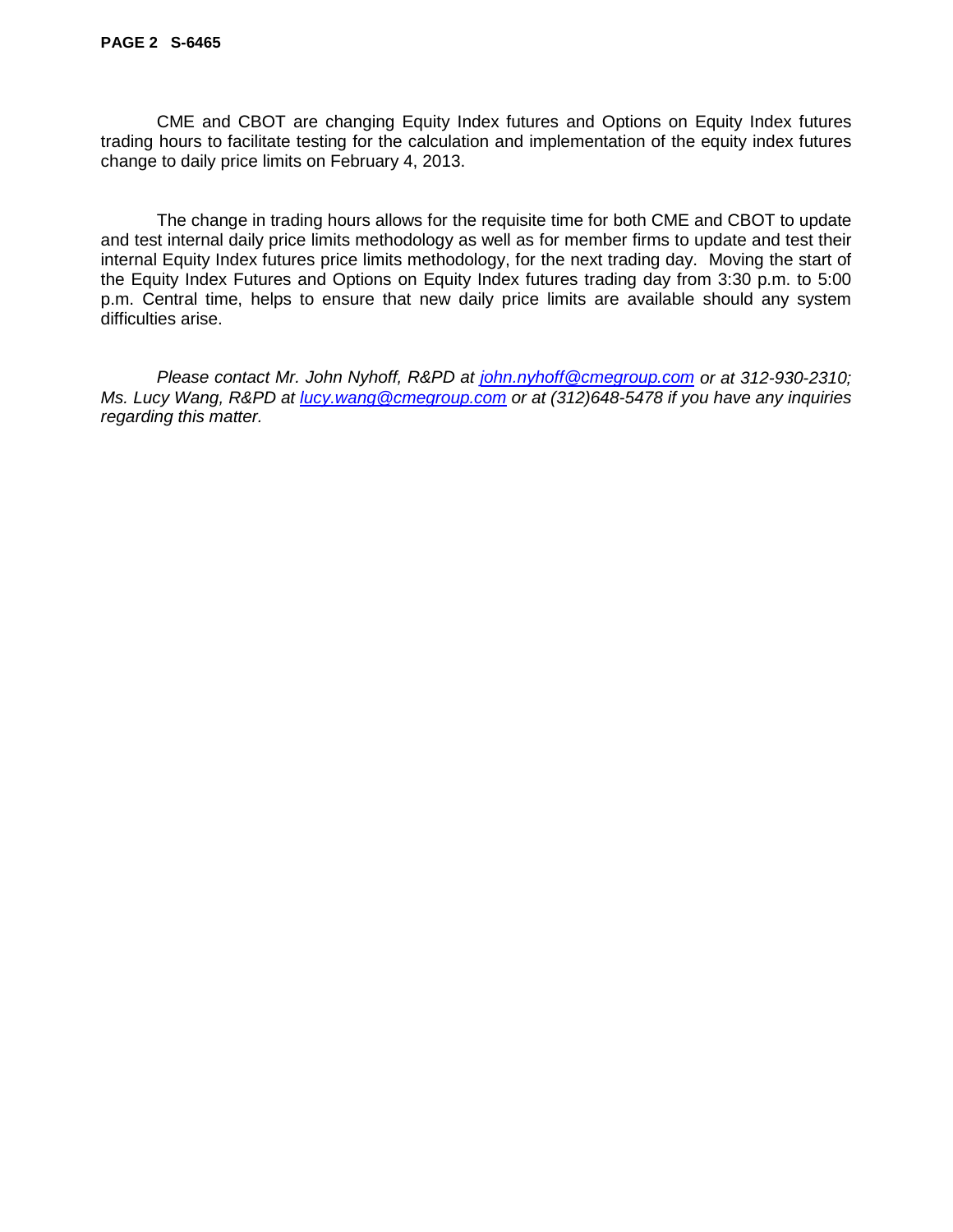CME and CBOT are changing Equity Index futures and Options on Equity Index futures trading hours to facilitate testing for the calculation and implementation of the equity index futures change to daily price limits on February 4, 2013.

The change in trading hours allows for the requisite time for both CME and CBOT to update and test internal daily price limits methodology as well as for member firms to update and test their internal Equity Index futures price limits methodology, for the next trading day. Moving the start of the Equity Index Futures and Options on Equity Index futures trading day from 3:30 p.m. to 5:00 p.m. Central time, helps to ensure that new daily price limits are available should any system difficulties arise.

*Please contact Mr. John Nyhoff, R&PD at john.nyhoff@cmegroup.com or at 312-930-2310; Ms. Lucy Wang, R&PD at lucy.wang@cmegroup.com or at (312)648-5478 if you have any inquiries regarding this matter.*